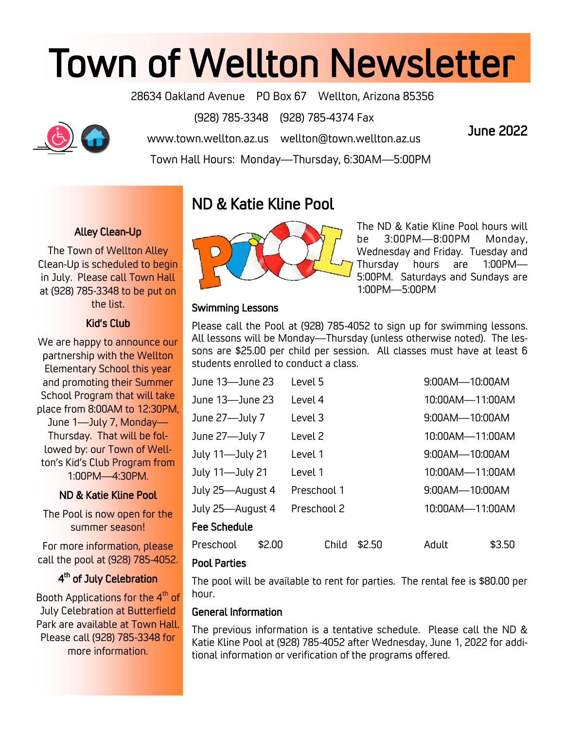# Town of Wellton Newsletter

28634 Oakland Avenue PO Box 67 Wellton, Arizona 85356

(928) 785-3348 (928) 785-4374 Fax

www.town.wellton.az.us wellton@town.wellton.az.us

Town Hall Hours: Monday—Thursday, 6:30AM—5:00PM

June 2022

### Alley Clean-Up

The Town of Wellton Alley Clean-Up is scheduled to begin in July. Please call Town Hall at (928) 785-3348 to be put on the list.

### Kid's Club

We are happy to announce our partnership with the Wellton Elementary School this year and promoting their Summer School Program that will take place from 8:00AM to 12:30PM, June 1—July 7, Monday—Thursday. That will be followed by: our Town of Wellton's Kid's Club Program from 1:00PM—4:30PM.

### ND & Katie Kline Pool

The Pool is now open for the summer season!

For more information, please call the pool at (928) 785-4052.

### 4th of July Celebration

Booth Applications for the 4th of July Celebration at Butterfield Park are available at Town Hall. Please call (928) 785-3348 for more information.

## ND & Katie Kline Pool

The ND & Katie Kline Pool hours will be 3:00PM—8:00PM Monday, Wednesday and Friday. Tuesday and Thursday hours are 1:00PM—5:00PM. Saturdays and Sundays are 1:00PM—5:00PM

### Swimming Lessons

Please call the Pool at (928) 785-4052 to sign up for swimming lessons. All lessons will be Monday—Thursday (unless otherwise noted). The lessons are $25.00 per child per session. All classes must have at least 6 students enrolled to conduct a class.

| Dates | Level | Time |
|---|---|---|
| June 13—June 23 | Level 5 | 9:00AM—10:00AM |
| June 13—June 23 | Level 4 | 10:00AM—11:00AM |
| June 27—July 7 | Level 3 | 9:00AM—10:00AM |
| June 27—July 7 | Level 2 | 10:00AM—11:00AM |
| July 11—July 21 | Level 1 | 9:00AM—10:00AM |
| July 11—July 21 | Level 1 | 10:00AM—11:00AM |
| July 25—August 4 | Preschool 1 | 9:00AM—10:00AM |
| July 25—August 4 | Preschool 2 | 10:00AM—11:00AM |

### Fee Schedule

| Preschool | Child | Adult |
|---|---|---|
| $2.00 | $2.50 | $3.50 |

### Pool Parties

The pool will be available to rent for parties. The rental fee is $80.00 per hour.

### General Information

The previous information is a tentative schedule. Please call the ND & Katie Kline Pool at (928) 785-4052 after Wednesday, June 1, 2022 for additional information or verification of the programs offered.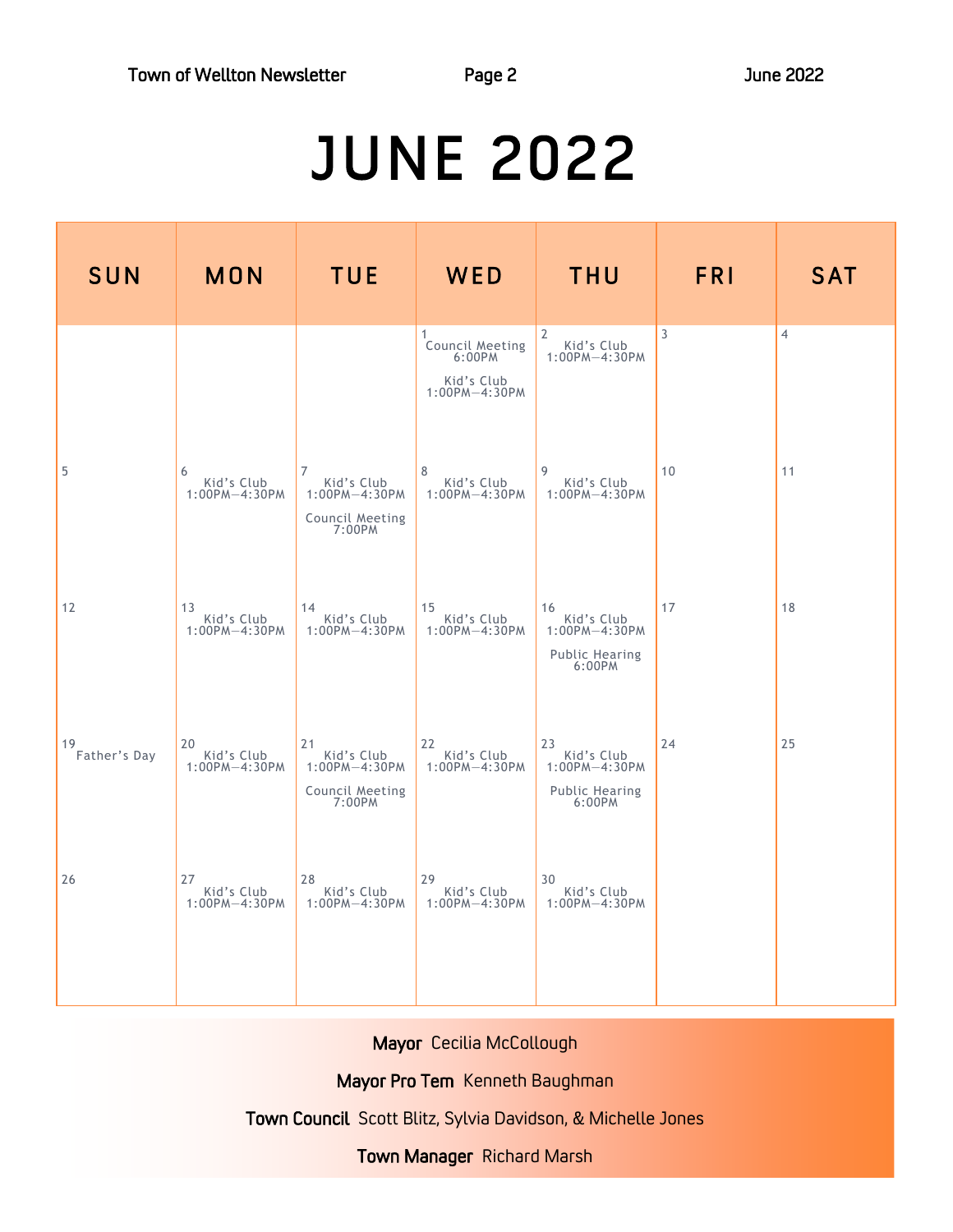# JUNE 2022

| SUN | MON | TUE | WED | THU | FRI | SAT |
|---|---|---|---|---|---|---|
| | | | 1 Council Meeting 6:00PM; Kid's Club 1:00PM—4:30PM | 2 Kid's Club 1:00PM—4:30PM | 3 | 4 |
| 5 | 6 Kid's Club 1:00PM—4:30PM | 7 Kid's Club 1:00PM—4:30PM; Council Meeting 7:00PM | 8 Kid's Club 1:00PM—4:30PM | 9 Kid's Club 1:00PM—4:30PM | 10 | 11 |
| 12 | 13 Kid's Club 1:00PM—4:30PM | 14 Kid's Club 1:00PM—4:30PM | 15 Kid's Club 1:00PM—4:30PM | 16 Kid's Club 1:00PM—4:30PM; Public Hearing 6:00PM | 17 | 18 |
| 19 Father's Day | 20 Kid's Club 1:00PM—4:30PM | 21 Kid's Club 1:00PM—4:30PM; Council Meeting 7:00PM | 22 Kid's Club 1:00PM—4:30PM | 23 Kid's Club 1:00PM—4:30PM; Public Hearing 6:00PM | 24 | 25 |
| 26 | 27 Kid's Club 1:00PM—4:30PM | 28 Kid's Club 1:00PM—4:30PM | 29 Kid's Club 1:00PM—4:30PM | 30 Kid's Club 1:00PM—4:30PM | | |

**Mayor** Cecilia McCollough

**Mayor Pro Tem** Kenneth Baughman

**Town Council** Scott Blitz, Sylvia Davidson, & Michelle Jones

**Town Manager** Richard Marsh